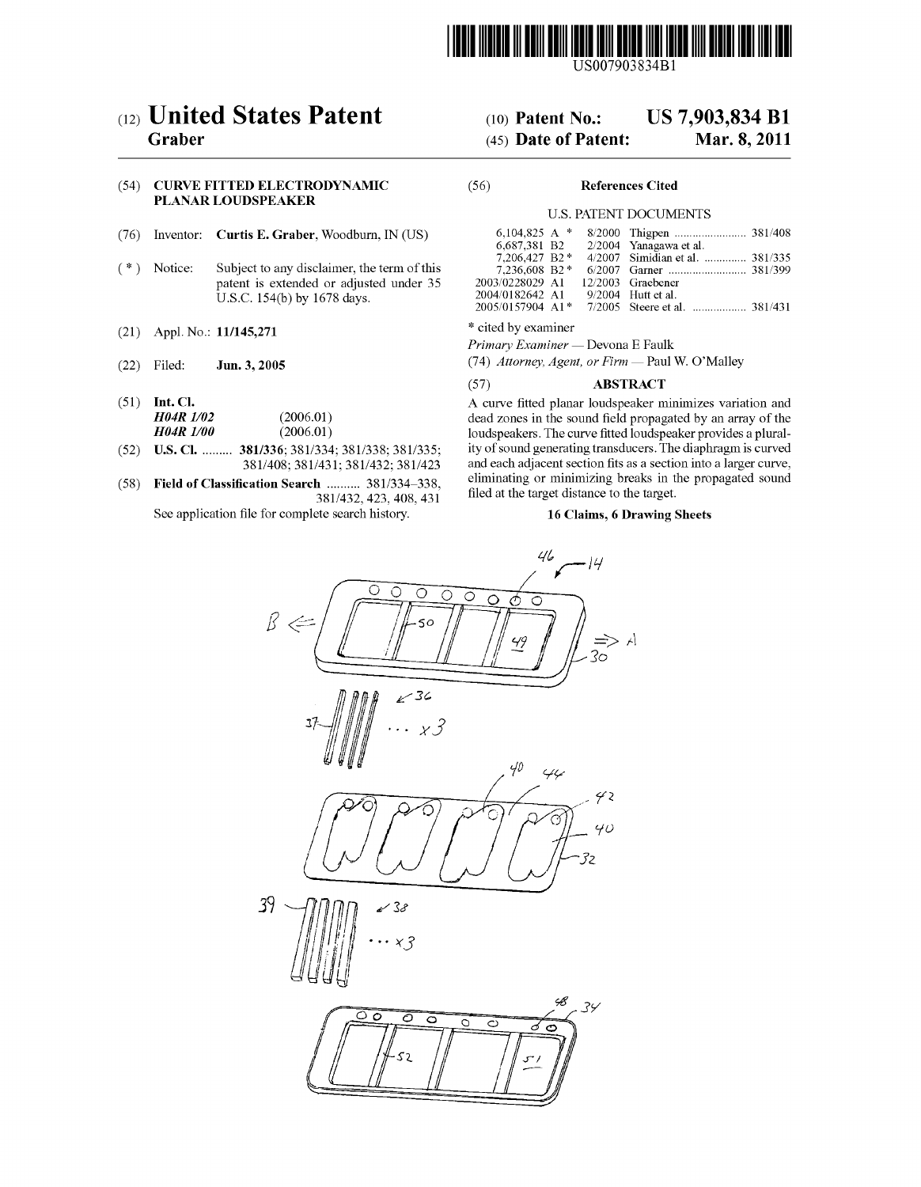US007903834B1

# (12) United States Patent
**Graber**

(10) **Patent No.: US 7,903,834 B1**

(45) **Date of Patent: Mar. 8, 2011**

(54) **CURVE FITTED ELECTRODYNAMIC PLANAR LOUDSPEAKER**

(76) Inventor: **Curtis E. Graber**, Woodburn, IN (US)

( * ) Notice: Subject to any disclaimer, the term of this patent is extended or adjusted under 35 U.S.C. 154(b) by 1678 days.

(21) Appl. No.: **11/145,271**

(22) Filed: **Jun. 3, 2005**

(51) **Int. Cl.**
***H04R 1/02*** (2006.01)
***H04R 1/00*** (2006.01)

(52) **U.S. Cl.** ......... **381/336**; 381/334; 381/338; 381/335; 381/408; 381/431; 381/432; 381/423

(58) **Field of Classification Search** .......... 381/334–338, 381/432, 423, 408, 431
See application file for complete search history.

(56) **References Cited**

U.S. PATENT DOCUMENTS

| | | | |
|---|---|---|---|
| 6,104,825 A * | 8/2000 | Thigpen | 381/408 |
| 6,687,381 B2 | 2/2004 | Yanagawa et al. | |
| 7,206,427 B2 * | 4/2007 | Simidian et al. | 381/335 |
| 7,236,608 B2 * | 6/2007 | Garner | 381/399 |
| 2003/0228029 A1 | 12/2003 | Graebener | |
| 2004/0182642 A1 | 9/2004 | Hutt et al. | |
| 2005/0157904 A1 * | 7/2005 | Steere et al. | 381/431 |

\* cited by examiner

*Primary Examiner* — Devona E Faulk

(74) *Attorney, Agent, or Firm* — Paul W. O'Malley

(57) **ABSTRACT**

A curve fitted planar loudspeaker minimizes variation and dead zones in the sound field propagated by an array of the loudspeakers. The curve fitted loudspeaker provides a plurality of sound generating transducers. The diaphragm is curved and each adjacent section fits as a section into a larger curve, eliminating or minimizing breaks in the propagated sound filed at the target distance to the target.

**16 Claims, 6 Drawing Sheets**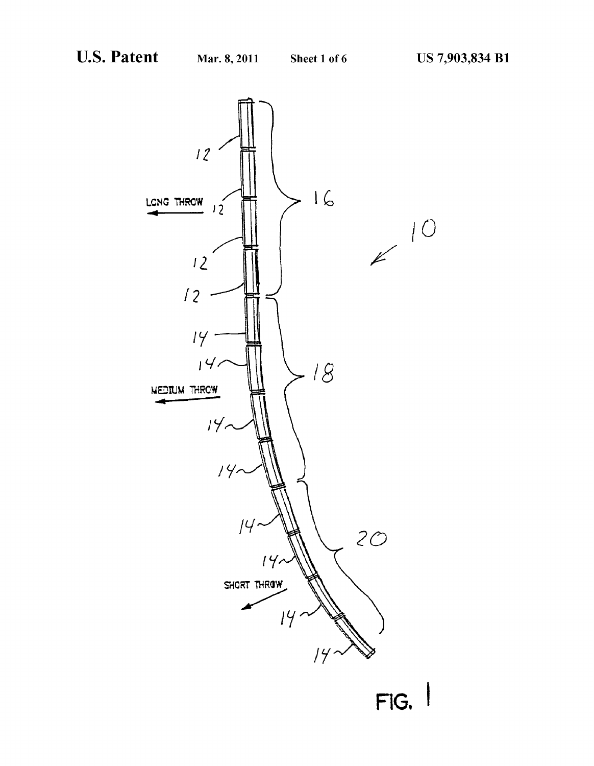LONG THROW

MEDIUM THROW

SHORT THROW

12

12

12

12

12

16

10

14

14

18

14

14

14

20

14

14

14

FIG. 1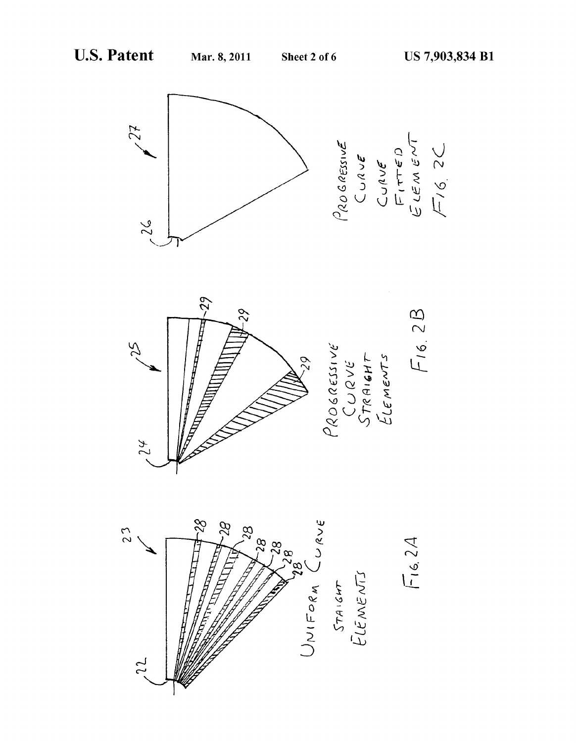UNIFORM CURVE STAIGHT ELEMENTS

FIG. 2A

PROGRESSIVE CURVE STRAIGHT ELEMENTS

FIG. 2B

PROGRESSIVE CURVE CURVE FITTED ELEMENT

FIG. 2C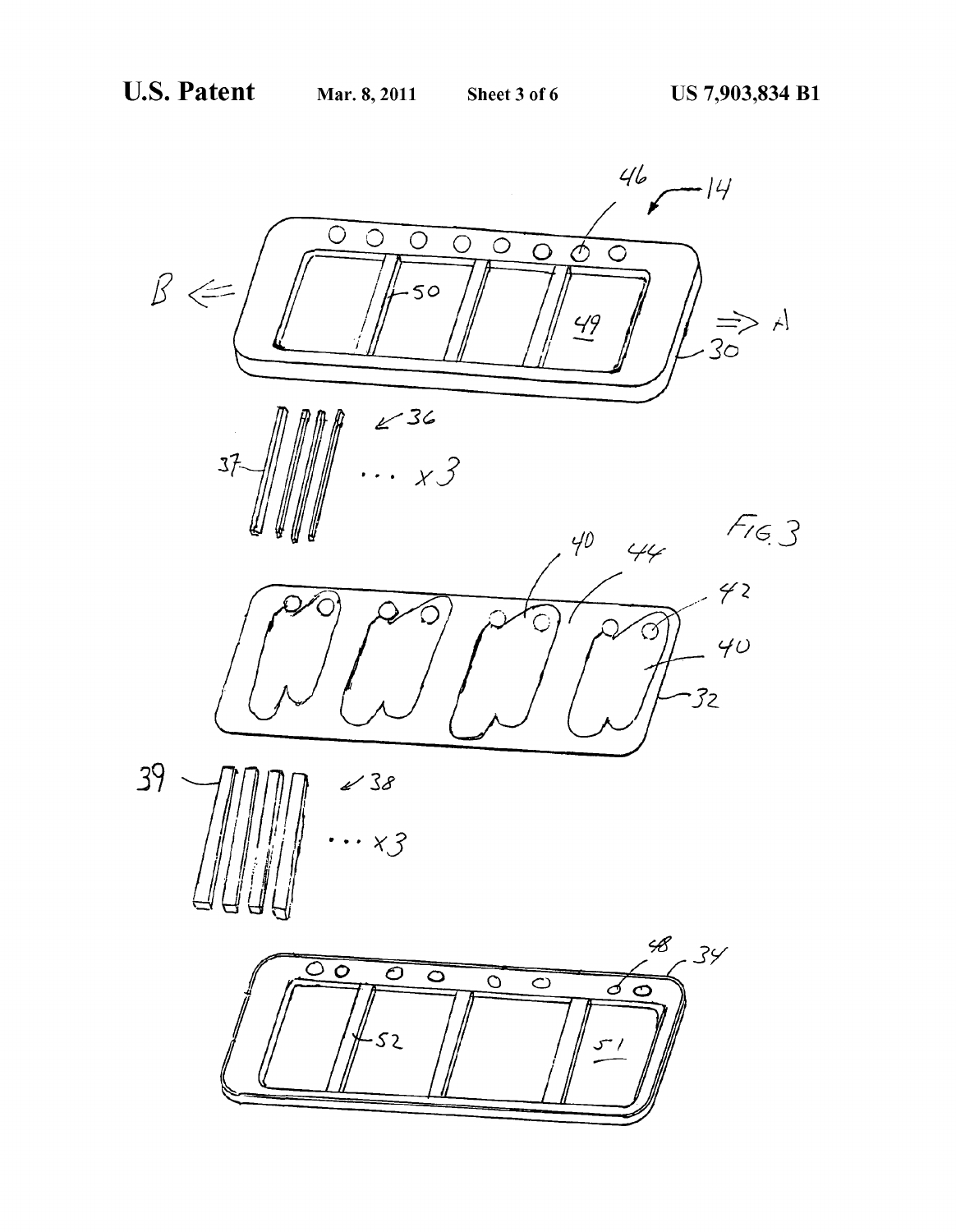FIG. 3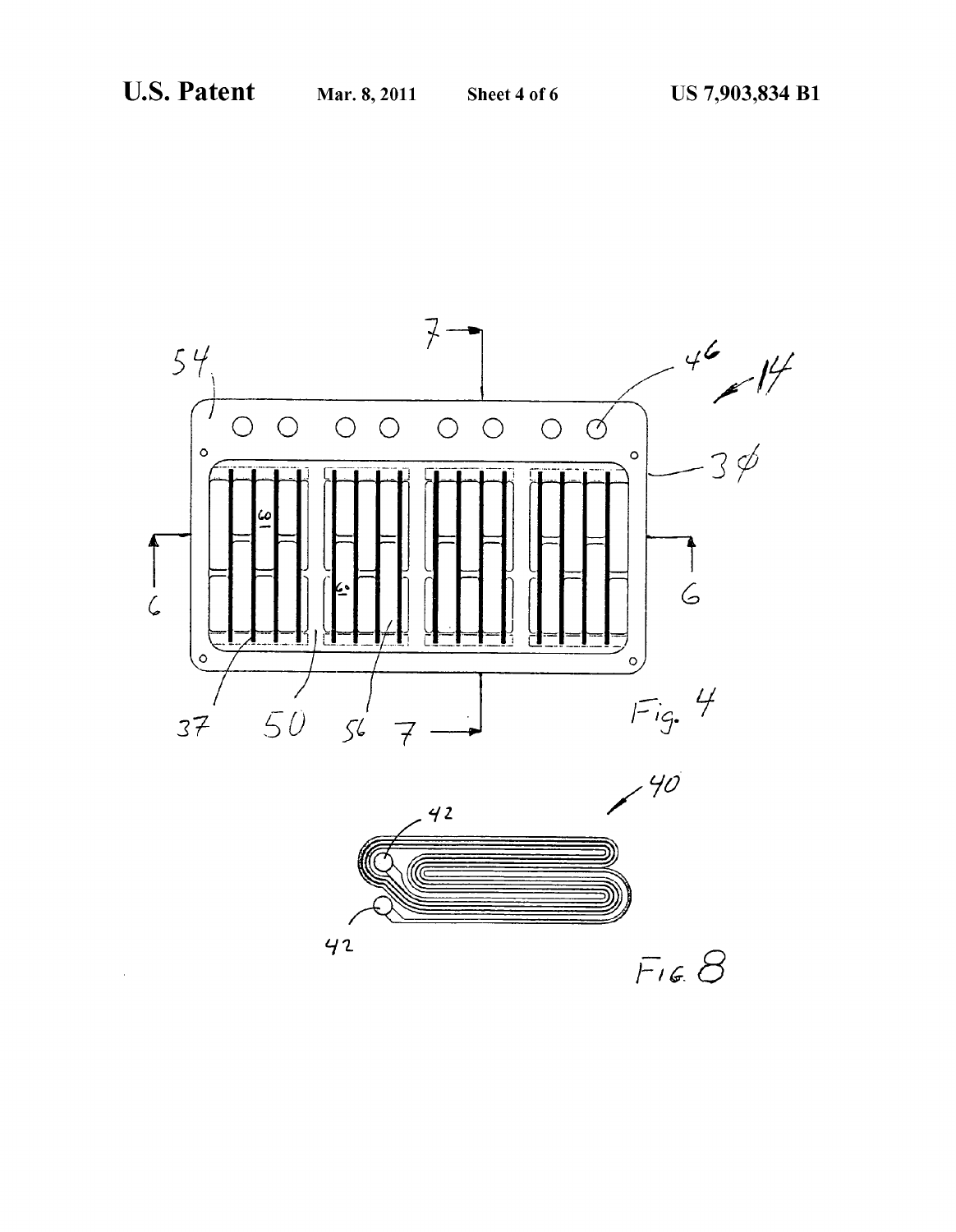Fig. 4

Fig. 8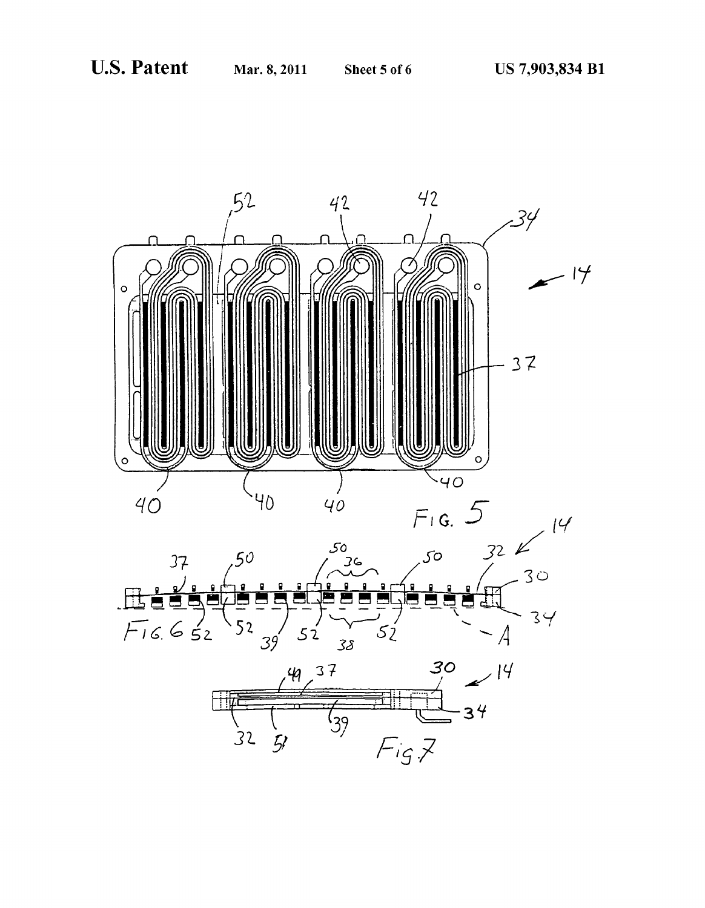FIG. 5

FIG. 6

FIG. 7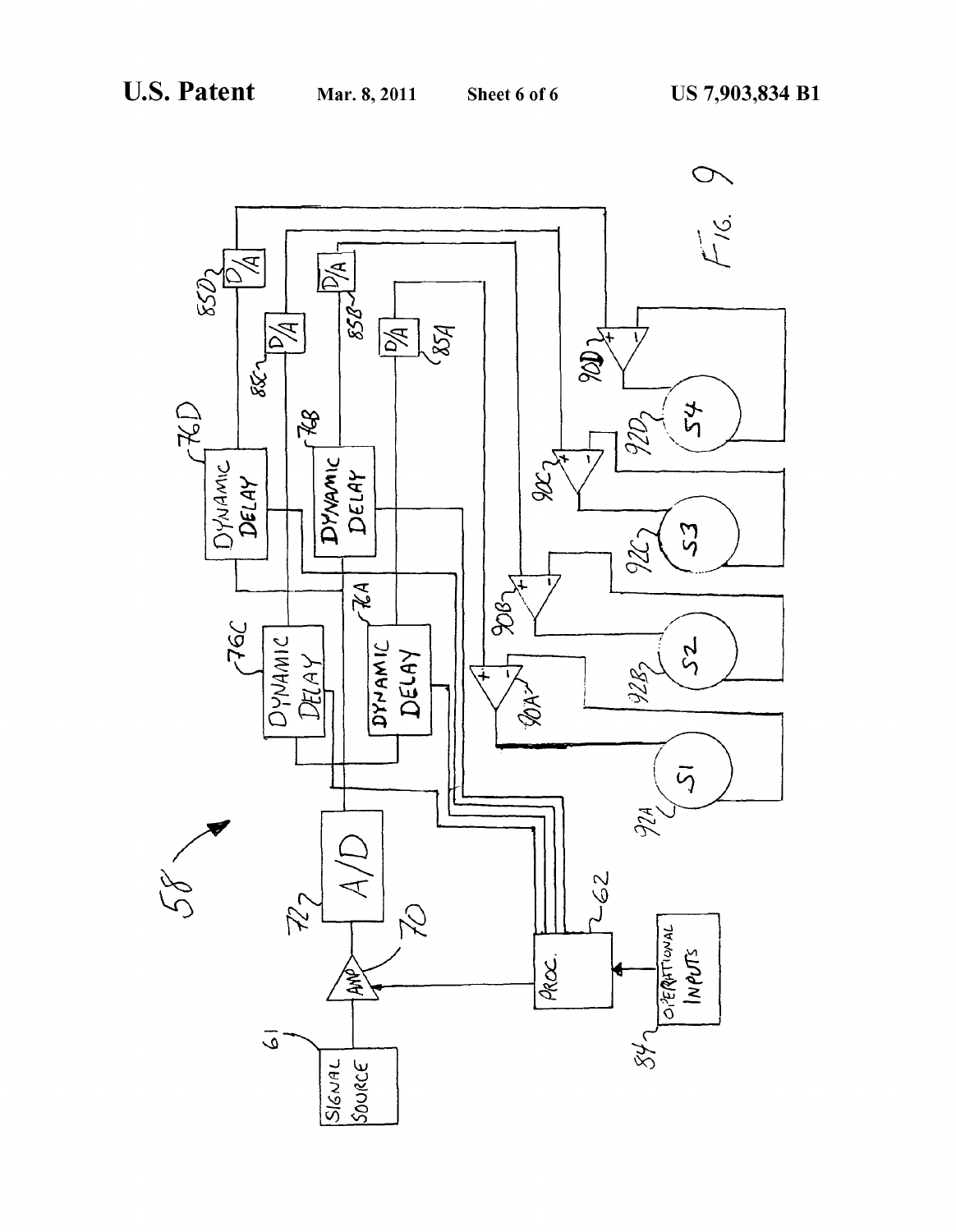FIG. 9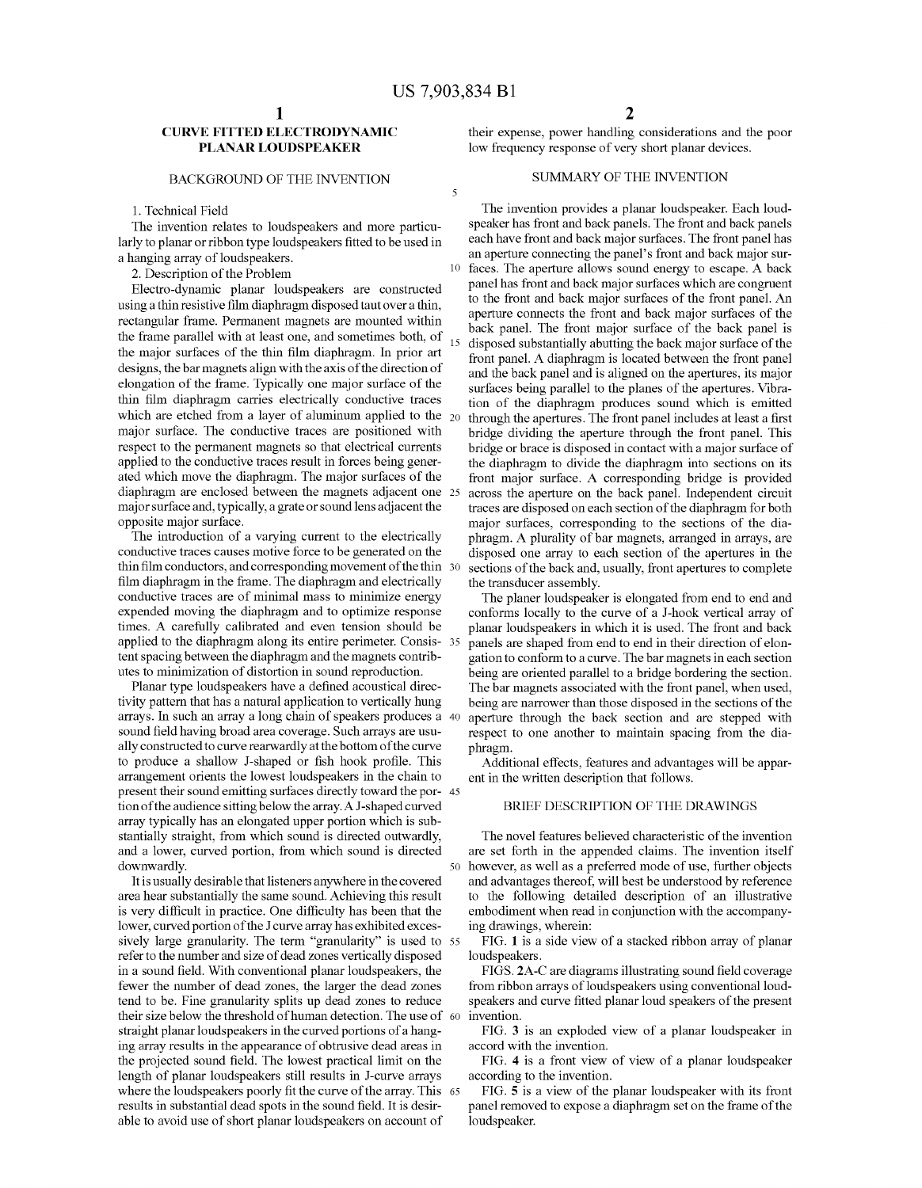# CURVE FITTED ELECTRODYNAMIC PLANAR LOUDSPEAKER

## BACKGROUND OF THE INVENTION

1. Technical Field

The invention relates to loudspeakers and more particularly to planar or ribbon type loudspeakers fitted to be used in a hanging array of loudspeakers.

2. Description of the Problem

Electro-dynamic planar loudspeakers are constructed using a thin resistive film diaphragm disposed taut over a thin, rectangular frame. Permanent magnets are mounted within the frame parallel with at least one, and sometimes both, of the major surfaces of the thin film diaphragm. In prior art designs, the bar magnets align with the axis of the direction of elongation of the frame. Typically one major surface of the thin film diaphragm carries electrically conductive traces which are etched from a layer of aluminum applied to the major surface. The conductive traces are positioned with respect to the permanent magnets so that electrical currents applied to the conductive traces result in forces being generated which move the diaphragm. The major surfaces of the diaphragm are enclosed between the magnets adjacent one major surface and, typically, a grate or sound lens adjacent the opposite major surface.

The introduction of a varying current to the electrically conductive traces causes motive force to be generated on the thin film conductors, and corresponding movement of the thin film diaphragm in the frame. The diaphragm and electrically conductive traces are of minimal mass to minimize energy expended moving the diaphragm and to optimize response times. A carefully calibrated and even tension should be applied to the diaphragm along its entire perimeter. Consistent spacing between the diaphragm and the magnets contributes to minimization of distortion in sound reproduction.

Planar type loudspeakers have a defined acoustical directivity pattern that has a natural application to vertically hung arrays. In such an array a long chain of speakers produces a sound field having broad area coverage. Such arrays are usually constructed to curve rearwardly at the bottom of the curve to produce a shallow J-shaped or fish hook profile. This arrangement orients the lowest loudspeakers in the chain to present their sound emitting surfaces directly toward the portion of the audience sitting below the array. A J-shaped curved array typically has an elongated upper portion which is substantially straight, from which sound is directed outwardly, and a lower, curved portion, from which sound is directed downwardly.

It is usually desirable that listeners anywhere in the covered area hear substantially the same sound. Achieving this result is very difficult in practice. One difficulty has been that the lower, curved portion of the J curve array has exhibited excessively large granularity. The term "granularity" is used to refer to the number and size of dead zones vertically disposed in a sound field. With conventional planar loudspeakers, the fewer the number of dead zones, the larger the dead zones tend to be. Fine granularity splits up dead zones to reduce their size below the threshold of human detection. The use of straight planar loudspeakers in the curved portions of a hanging array results in the appearance of obtrusive dead areas in the projected sound field. The lowest practical limit on the length of planar loudspeakers still results in J-curve arrays where the loudspeakers poorly fit the curve of the array. This results in substantial dead spots in the sound field. It is desirable to avoid use of short planar loudspeakers on account of their expense, power handling considerations and the poor low frequency response of very short planar devices.

## SUMMARY OF THE INVENTION

The invention provides a planar loudspeaker. Each loudspeaker has front and back panels. The front and back panels each have front and back major surfaces. The front panel has an aperture connecting the panel's front and back major surfaces. The aperture allows sound energy to escape. A back panel has front and back major surfaces which are congruent to the front and back major surfaces of the front panel. An aperture connects the front and back major surfaces of the back panel. The front major surface of the back panel is disposed substantially abutting the back major surface of the front panel. A diaphragm is located between the front panel and the back panel and is aligned on the apertures, its major surfaces being parallel to the planes of the apertures. Vibration of the diaphragm produces sound which is emitted through the apertures. The front panel includes at least a first bridge dividing the aperture through the front panel. This bridge or brace is disposed in contact with a major surface of the diaphragm to divide the diaphragm into sections on its front major surface. A corresponding bridge is provided across the aperture on the back panel. Independent circuit traces are disposed on each section of the diaphragm for both major surfaces, corresponding to the sections of the diaphragm. A plurality of bar magnets, arranged in arrays, are disposed one array to each section of the apertures in the sections of the back and, usually, front apertures to complete the transducer assembly.

The planer loudspeaker is elongated from end to end and conforms locally to the curve of a J-hook vertical array of planar loudspeakers in which it is used. The front and back panels are shaped from end to end in their direction of elongation to conform to a curve. The bar magnets in each section being are oriented parallel to a bridge bordering the section. The bar magnets associated with the front panel, when used, being are narrower than those disposed in the sections of the aperture through the back section and are stepped with respect to one another to maintain spacing from the diaphragm.

Additional effects, features and advantages will be apparent in the written description that follows.

## BRIEF DESCRIPTION OF THE DRAWINGS

The novel features believed characteristic of the invention are set forth in the appended claims. The invention itself however, as well as a preferred mode of use, further objects and advantages thereof, will best be understood by reference to the following detailed description of an illustrative embodiment when read in conjunction with the accompanying drawings, wherein:

FIG. 1 is a side view of a stacked ribbon array of planar loudspeakers.

FIGS. 2A-C are diagrams illustrating sound field coverage from ribbon arrays of loudspeakers using conventional loudspeakers and curve fitted planar loud speakers of the present invention.

FIG. 3 is an exploded view of a planar loudspeaker in accord with the invention.

FIG. 4 is a front view of view of a planar loudspeaker according to the invention.

FIG. 5 is a view of the planar loudspeaker with its front panel removed to expose a diaphragm set on the frame of the loudspeaker.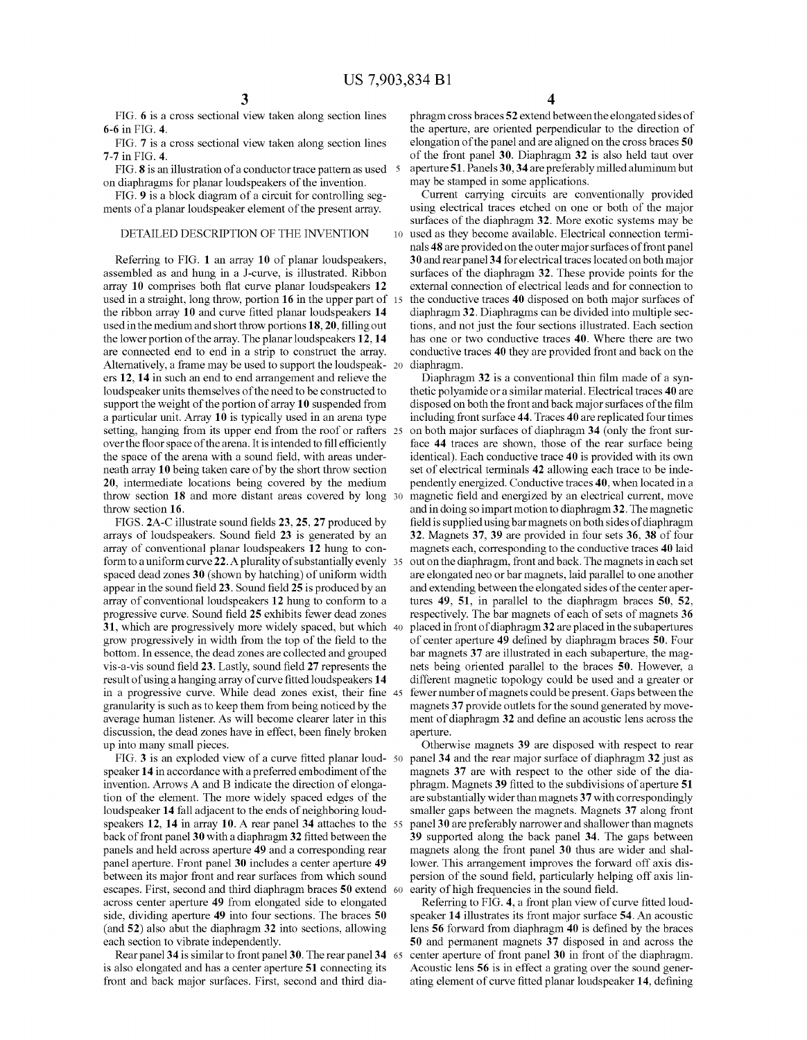FIG. 6 is a cross sectional view taken along section lines 6-6 in FIG. 4.

FIG. 7 is a cross sectional view taken along section lines 7-7 in FIG. 4.

FIG. 8 is an illustration of a conductor trace pattern as used on diaphragms for planar loudspeakers of the invention.

FIG. 9 is a block diagram of a circuit for controlling segments of a planar loudspeaker element of the present array.

## DETAILED DESCRIPTION OF THE INVENTION

Referring to FIG. 1 an array 10 of planar loudspeakers, assembled as and hung in a J-curve, is illustrated. Ribbon array 10 comprises both flat curve planar loudspeakers 12 used in a straight, long throw, portion 16 in the upper part of the ribbon array 10 and curve fitted planar loudspeakers 14 used in the medium and short throw portions 18, 20, filling out the lower portion of the array. The planar loudspeakers 12, 14 are connected end to end in a strip to construct the array. Alternatively, a frame may be used to support the loudspeakers 12, 14 in such an end to end arrangement and relieve the loudspeaker units themselves of the need to be constructed to support the weight of the portion of array 10 suspended from a particular unit. Array 10 is typically used in an arena type setting, hanging from its upper end from the roof or rafters over the floor space of the arena. It is intended to fill efficiently the space of the arena with a sound field, with areas underneath array 10 being taken care of by the short throw section 20, intermediate locations being covered by the medium throw section 18 and more distant areas covered by long throw section 16.

FIGS. 2A-C illustrate sound fields 23, 25, 27 produced by arrays of loudspeakers. Sound field 23 is generated by an array of conventional planar loudspeakers 12 hung to conform to a uniform curve 22. A plurality of substantially evenly spaced dead zones 30 (shown by hatching) of uniform width appear in the sound field 23. Sound field 25 is produced by an array of conventional loudspeakers 12 hung to conform to a progressive curve. Sound field 25 exhibits fewer dead zones 31, which are progressively more widely spaced, but which grow progressively in width from the top of the field to the bottom. In essence, the dead zones are collected and grouped vis-a-vis sound field 23. Lastly, sound field 27 represents the result of using a hanging array of curve fitted loudspeakers 14 in a progressive curve. While dead zones exist, their fine granularity is such as to keep them from being noticed by the average human listener. As will become clearer later in this discussion, the dead zones have in effect, been finely broken up into many small pieces.

FIG. 3 is an exploded view of a curve fitted planar loudspeaker 14 in accordance with a preferred embodiment of the invention. Arrows A and B indicate the direction of elongation of the element. The more widely spaced edges of the loudspeaker 14 fall adjacent to the ends of neighboring loudspeakers 12, 14 in array 10. A rear panel 34 attaches to the back of front panel 30 with a diaphragm 32 fitted between the panels and held across aperture 49 and a corresponding rear panel aperture. Front panel 30 includes a center aperture 49 between its major front and rear surfaces from which sound escapes. First, second and third diaphragm braces 50 extend across center aperture 49 from elongated side to elongated side, dividing aperture 49 into four sections. The braces 50 (and 52) also abut the diaphragm 32 into sections, allowing each section to vibrate independently.

Rear panel 34 is similar to front panel 30. The rear panel 34 is also elongated and has a center aperture 51 connecting its front and back major surfaces. First, second and third diaphragm cross braces 52 extend between the elongated sides of the aperture, are oriented perpendicular to the direction of elongation of the panel and are aligned on the cross braces 50 of the front panel 30. Diaphragm 32 is also held taut over aperture 51. Panels 30, 34 are preferably milled aluminum but may be stamped in some applications.

Current carrying circuits are conventionally provided using electrical traces etched on one or both of the major surfaces of the diaphragm 32. More exotic systems may be used as they become available. Electrical connection terminals 48 are provided on the outer major surfaces of front panel 30 and rear panel 34 for electrical traces located on both major surfaces of the diaphragm 32. These provide points for the external connection of electrical leads and for connection to the conductive traces 40 disposed on both major surfaces of diaphragm 32. Diaphragms can be divided into multiple sections, and not just the four sections illustrated. Each section has one or two conductive traces 40. Where there are two conductive traces 40 they are provided front and back on the diaphragm.

Diaphragm 32 is a conventional thin film made of a synthetic polyamide or a similar material. Electrical traces 40 are disposed on both the front and back major surfaces of the film including front surface 44. Traces 40 are replicated four times on both major surfaces of diaphragm 34 (only the front surface 44 traces are shown, those of the rear surface being identical). Each conductive trace 40 is provided with its own set of electrical terminals 42 allowing each trace to be independently energized. Conductive traces 40, when located in a magnetic field and energized by an electrical current, move and in doing so impart motion to diaphragm 32. The magnetic field is supplied using bar magnets on both sides of diaphragm 32. Magnets 37, 39 are provided in four sets 36, 38 of four magnets each, corresponding to the conductive traces 40 laid out on the diaphragm, front and back. The magnets in each set are elongated neo or bar magnets, laid parallel to one another and extending between the elongated sides of the center apertures 49, 51, in parallel to the diaphragm braces 50, 52, respectively. The bar magnets of each of sets of magnets 36 placed in front of diaphragm 32 are placed in the subapertures of center aperture 49 defined by diaphragm braces 50. Four bar magnets 37 are illustrated in each subaperture, the magnets being oriented parallel to the braces 50. However, a different magnetic topology could be used and a greater or fewer number of magnets could be present. Gaps between the magnets 37 provide outlets for the sound generated by movement of diaphragm 32 and define an acoustic lens across the aperture.

Otherwise magnets 39 are disposed with respect to rear panel 34 and the rear major surface of diaphragm 32 just as magnets 37 are with respect to the other side of the diaphragm. Magnets 39 fitted to the subdivisions of aperture 51 are substantially wider than magnets 37 with correspondingly smaller gaps between the magnets. Magnets 37 along front panel 30 are preferably narrower and shallower than magnets 39 supported along the back panel 34. The gaps between magnets along the front panel 30 thus are wider and shallower. This arrangement improves the forward off axis dispersion of the sound field, particularly helping off axis linearity of high frequencies in the sound field.

Referring to FIG. 4, a front plan view of curve fitted loudspeaker 14 illustrates its front major surface 54. An acoustic lens 56 forward from diaphragm 40 is defined by the braces 50 and permanent magnets 37 disposed in and across the center aperture of front panel 30 in front of the diaphragm. Acoustic lens 56 is in effect a grating over the sound generating element of curve fitted planar loudspeaker 14, defining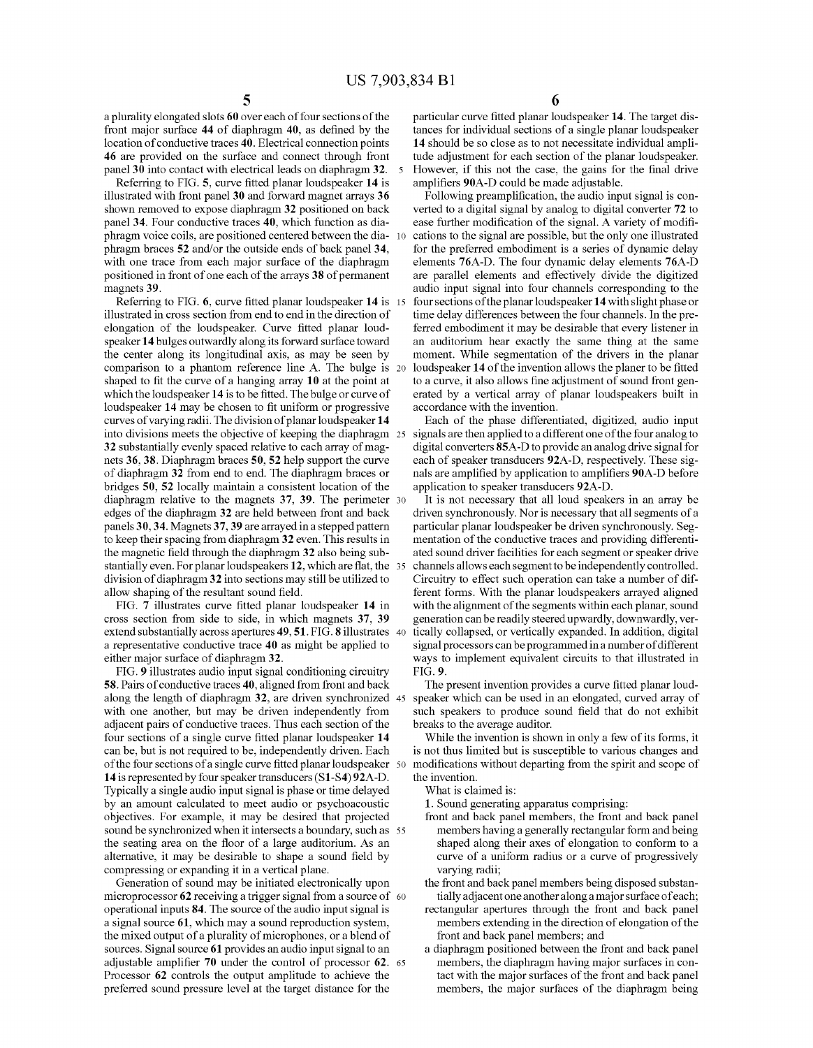a plurality elongated slots 60 over each of four sections of the front major surface 44 of diaphragm 40, as defined by the location of conductive traces 40. Electrical connection points 46 are provided on the surface and connect through front panel 30 into contact with electrical leads on diaphragm 32.

Referring to FIG. 5, curve fitted planar loudspeaker 14 is illustrated with front panel 30 and forward magnet arrays 36 shown removed to expose diaphragm 32 positioned on back panel 34. Four conductive traces 40, which function as diaphragm voice coils, are positioned centered between the diaphragm braces 52 and/or the outside ends of back panel 34, with one trace from each major surface of the diaphragm positioned in front of one each of the arrays 38 of permanent magnets 39.

Referring to FIG. 6, curve fitted planar loudspeaker 14 is illustrated in cross section from end to end in the direction of elongation of the loudspeaker. Curve fitted planar loudspeaker 14 bulges outwardly along its forward surface toward the center along its longitudinal axis, as may be seen by comparison to a phantom reference line A. The bulge is shaped to fit the curve of a hanging array 10 at the point at which the loudspeaker 14 is to be fitted. The bulge or curve of loudspeaker 14 may be chosen to fit uniform or progressive curves of varying radii. The division of planar loudspeaker 14 into divisions meets the objective of keeping the diaphragm 32 substantially evenly spaced relative to each array of magnets 36, 38. Diaphragm braces 50, 52 help support the curve of diaphragm 32 from end to end. The diaphragm braces or bridges 50, 52 locally maintain a consistent location of the diaphragm relative to the magnets 37, 39. The perimeter edges of the diaphragm 32 are held between front and back panels 30, 34. Magnets 37, 39 are arrayed in a stepped pattern to keep their spacing from diaphragm 32 even. This results in the magnetic field through the diaphragm 32 also being substantially even. For planar loudspeakers 12, which are flat, the division of diaphragm 32 into sections may still be utilized to allow shaping of the resultant sound field.

FIG. 7 illustrates curve fitted planar loudspeaker 14 in cross section from side to side, in which magnets 37, 39 extend substantially across apertures 49, 51. FIG. 8 illustrates a representative conductive trace 40 as might be applied to either major surface of diaphragm 32.

FIG. 9 illustrates audio input signal conditioning circuitry 58. Pairs of conductive traces 40, aligned from front and back along the length of diaphragm 32, are driven synchronized with one another, but may be driven independently from adjacent pairs of conductive traces. Thus each section of the four sections of a single curve fitted planar loudspeaker 14 can be, but is not required to be, independently driven. Each of the four sections of a single curve fitted planar loudspeaker 14 is represented by four speaker transducers (S1-S4) 92A-D. Typically a single audio input signal is phase or time delayed by an amount calculated to meet audio or psychoacoustic objectives. For example, it may be desired that projected sound be synchronized when it intersects a boundary, such as the seating area on the floor of a large auditorium. As an alternative, it may be desirable to shape a sound field by compressing or expanding it in a vertical plane.

Generation of sound may be initiated electronically upon microprocessor 62 receiving a trigger signal from a source of operational inputs 84. The source of the audio input signal is a signal source 61, which may a sound reproduction system, the mixed output of a plurality of microphones, or a blend of sources. Signal source 61 provides an audio input signal to an adjustable amplifier 70 under the control of processor 62. Processor 62 controls the output amplitude to achieve the preferred sound pressure level at the target distance for the particular curve fitted planar loudspeaker 14. The target distances for individual sections of a single planar loudspeaker 14 should be so close as to not necessitate individual amplitude adjustment for each section of the planar loudspeaker. However, if this not the case, the gains for the final drive amplifiers 90A-D could be made adjustable.

Following preamplification, the audio input signal is converted to a digital signal by analog to digital converter 72 to ease further modification of the signal. A variety of modifications to the signal are possible, but the only one illustrated for the preferred embodiment is a series of dynamic delay elements 76A-D. The four dynamic delay elements 76A-D are parallel elements and effectively divide the digitized audio input signal into four channels corresponding to the four sections of the planar loudspeaker 14 with slight phase or time delay differences between the four channels. In the preferred embodiment it may be desirable that every listener in an auditorium hear exactly the same thing at the same moment. While segmentation of the drivers in the planar loudspeaker 14 of the invention allows the planer to be fitted to a curve, it also allows fine adjustment of sound front generated by a vertical array of planar loudspeakers built in accordance with the invention.

Each of the phase differentiated, digitized, audio input signals are then applied to a different one of the four analog to digital converters 85A-D to provide an analog drive signal for each of speaker transducers 92A-D, respectively. These signals are amplified by application to amplifiers 90A-D before application to speaker transducers 92A-D.

It is not necessary that all loud speakers in an array be driven synchronously. Nor is necessary that all segments of a particular planar loudspeaker be driven synchronously. Segmentation of the conductive traces and providing differentiated sound driver facilities for each segment or speaker drive channels allows each segment to be independently controlled. Circuitry to effect such operation can take a number of different forms. With the planar loudspeakers arrayed aligned with the alignment of the segments within each planar, sound generation can be readily steered upwardly, downwardly, vertically collapsed, or vertically expanded. In addition, digital signal processors can be programmed in a number of different ways to implement equivalent circuits to that illustrated in FIG. 9.

The present invention provides a curve fitted planar loudspeaker which can be used in an elongated, curved array of such speakers to produce sound field that do not exhibit breaks to the average auditor.

While the invention is shown in only a few of its forms, it is not thus limited but is susceptible to various changes and modifications without departing from the spirit and scope of the invention.

What is claimed is:

1. Sound generating apparatus comprising:
   - front and back panel members, the front and back panel members having a generally rectangular form and being shaped along their axes of elongation to conform to a curve of a uniform radius or a curve of progressively varying radii;
   - the front and back panel members being disposed substantially adjacent one another along a major surface of each;
   - rectangular apertures through the front and back panel members extending in the direction of elongation of the front and back panel members; and
   - a diaphragm positioned between the front and back panel members, the diaphragm having major surfaces in contact with the major surfaces of the front and back panel members, the major surfaces of the diaphragm being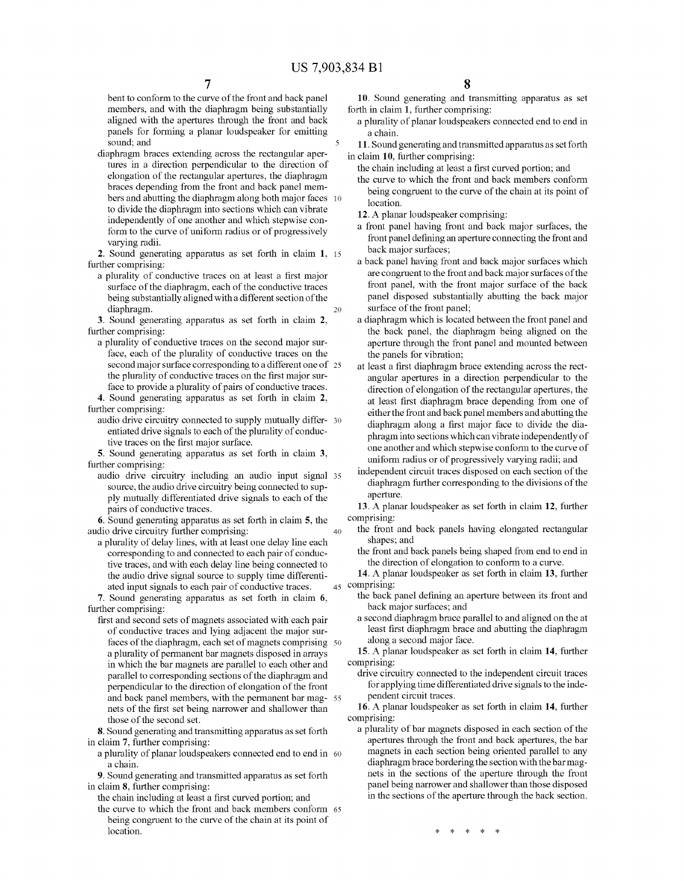bent to conform to the curve of the front and back panel members, and with the diaphragm being substantially aligned with the apertures through the front and back panels for forming a planar loudspeaker for emitting sound; and

diaphragm braces extending across the rectangular apertures in a direction perpendicular to the direction of elongation of the rectangular apertures, the diaphragm braces depending from the front and back panel members and abutting the diaphragm along both major faces to divide the diaphragm into sections which can vibrate independently of one another and which stepwise conform to the curve of uniform radius or of progressively varying radii.

**2**. Sound generating apparatus as set forth in claim **1**, further comprising:

a plurality of conductive traces on at least a first major surface of the diaphragm, each of the conductive traces being substantially aligned with a different section of the diaphragm.

**3**. Sound generating apparatus as set forth in claim **2**, further comprising:

a plurality of conductive traces on the second major surface, each of the plurality of conductive traces on the second major surface corresponding to a different one of the plurality of conductive traces on the first major surface to provide a plurality of pairs of conductive traces.

**4**. Sound generating apparatus as set forth in claim **2**, further comprising:

audio drive circuitry connected to supply mutually differentiated drive signals to each of the plurality of conductive traces on the first major surface.

**5**. Sound generating apparatus as set forth in claim **3**, further comprising:

audio drive circuitry including an audio input signal source, the audio drive circuitry being connected to supply mutually differentiated drive signals to each of the pairs of conductive traces.

**6**. Sound generating apparatus as set forth in claim **5**, the audio drive circuitry further comprising:

a plurality of delay lines, with at least one delay line each corresponding to and connected to each pair of conductive traces, and with each delay line being connected to the audio drive signal source to supply time differentiated input signals to each pair of conductive traces.

**7**. Sound generating apparatus as set forth in claim **6**, further comprising:

first and second sets of magnets associated with each pair of conductive traces and lying adjacent the major surfaces of the diaphragm, each set of magnets comprising a plurality of permanent bar magnets disposed in arrays in which the bar magnets are parallel to each other and parallel to corresponding sections of the diaphragm and perpendicular to the direction of elongation of the front and back panel members, with the permanent bar magnets of the first set being narrower and shallower than those of the second set.

**8**. Sound generating and transmitting apparatus as set forth in claim **7**, further comprising:

a plurality of planar loudspeakers connected end to end in a chain.

**9**. Sound generating and transmitted apparatus as set forth in claim **8**, further comprising:

the chain including at least a first curved portion; and

the curve to which the front and back members conform being congruent to the curve of the chain at its point of location.

**10**. Sound generating and transmitting apparatus as set forth in claim **1**, further comprising:

a plurality of planar loudspeakers connected end to end in a chain.

**11**. Sound generating and transmitted apparatus as set forth in claim **10**, further comprising:

the chain including at least a first curved portion; and

the curve to which the front and back members conform being congruent to the curve of the chain at its point of location.

**12**. A planar loudspeaker comprising:

a front panel having front and back major surfaces, the front panel defining an aperture connecting the front and back major surfaces;

a back panel having front and back major surfaces which are congruent to the front and back major surfaces of the front panel, with the front major surface of the back panel disposed substantially abutting the back major surface of the front panel;

a diaphragm which is located between the front panel and the back panel, the diaphragm being aligned on the aperture through the front panel and mounted between the panels for vibration;

at least a first diaphragm brace extending across the rectangular apertures in a direction perpendicular to the direction of elongation of the rectangular apertures, the at least first diaphragm brace depending from one of either the front and back panel members and abutting the diaphragm along a first major face to divide the diaphragm into sections which can vibrate independently of one another and which stepwise conform to the curve of uniform radius or of progressively varying radii; and

independent circuit traces disposed on each section of the diaphragm further corresponding to the divisions of the aperture.

**13**. A planar loudspeaker as set forth in claim **12**, further comprising:

the front and back panels having elongated rectangular shapes; and

the front and back panels being shaped from end to end in the direction of elongation to conform to a curve.

**14**. A planar loudspeaker as set forth in claim **13**, further comprising:

the back panel defining an aperture between its front and back major surfaces; and

a second diaphragm brace parallel to and aligned on the at least first diaphragm brace and abutting the diaphragm along a second major face.

**15**. A planar loudspeaker as set forth in claim **14**, further comprising:

drive circuitry connected to the independent circuit traces for applying time differentiated drive signals to the independent circuit traces.

**16**. A planar loudspeaker as set forth in claim **14**, further comprising:

a plurality of bar magnets disposed in each section of the apertures through the front and back apertures, the bar magnets in each section being oriented parallel to any diaphragm brace bordering the section with the bar magnets in the sections of the aperture through the front panel being narrower and shallower than those disposed in the sections of the aperture through the back section.

* * * * *